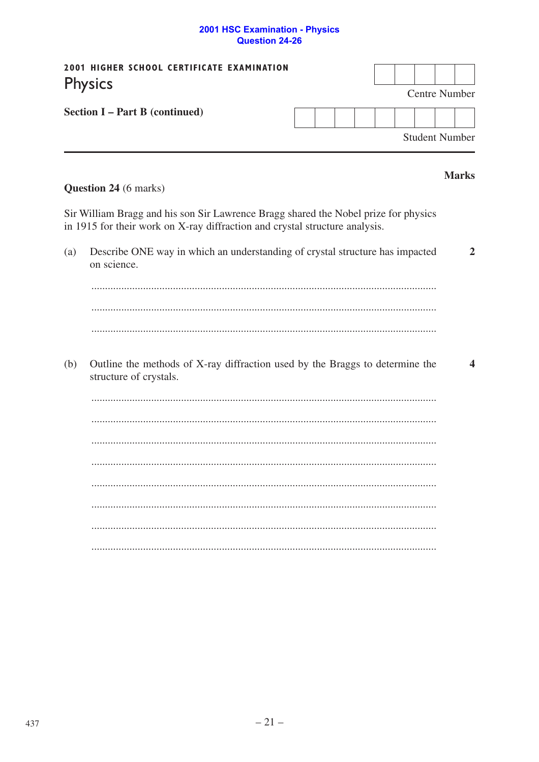2001 HSC Examination - Physics
Question 24-26

**2001 HIGHER SCHOOL CERTIFICATE EXAMINATION**

# Physics

**Section I – Part B (continued)**

| | | | | |
|---|---|---|---|---|
| | | | | |

Centre Number

| | | | | | | | | |
|---|---|---|---|---|---|---|---|---|
| | | | | | | | | |

Student Number

---

**Marks**

**Question 24** (6 marks)

Sir William Bragg and his son Sir Lawrence Bragg shared the Nobel prize for physics in 1915 for their work on X-ray diffraction and crystal structure analysis.

(a) Describe ONE way in which an understanding of crystal structure has impacted on science. **2**

...............................................................................................................................

...............................................................................................................................

...............................................................................................................................

(b) Outline the methods of X-ray diffraction used by the Braggs to determine the structure of crystals. **4**

...............................................................................................................................

...............................................................................................................................

...............................................................................................................................

...............................................................................................................................

...............................................................................................................................

...............................................................................................................................

...............................................................................................................................

...............................................................................................................................

437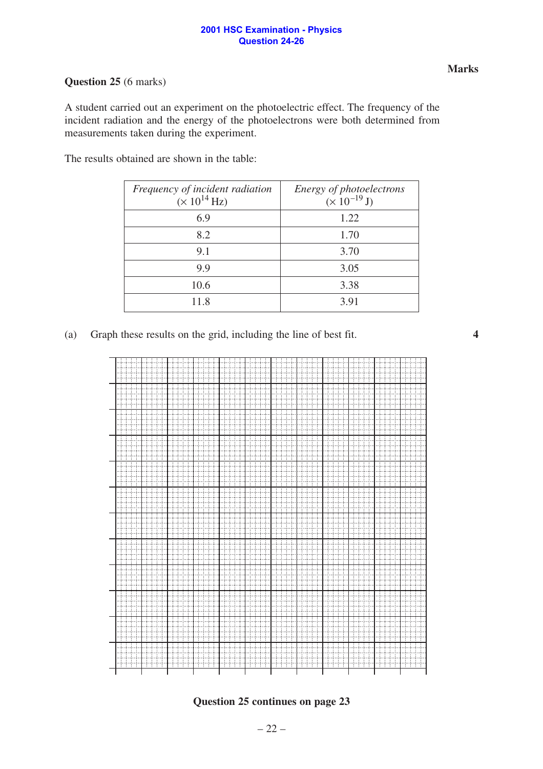**Marks**

**Question 25** (6 marks)

A student carried out an experiment on the photoelectric effect. The frequency of the incident radiation and the energy of the photoelectrons were both determined from measurements taken during the experiment.

The results obtained are shown in the table:

| *Frequency of incident radiation* ($\times 10^{14}$ Hz) | *Energy of photoelectrons* ($\times 10^{-19}$ J) |
|---|---|
| 6.9 | 1.22 |
| 8.2 | 1.70 |
| 9.1 | 3.70 |
| 9.9 | 3.05 |
| 10.6 | 3.38 |
| 11.8 | 3.91 |

(a) Graph these results on the grid, including the line of best fit. **4**

**Question 25 continues on page 23**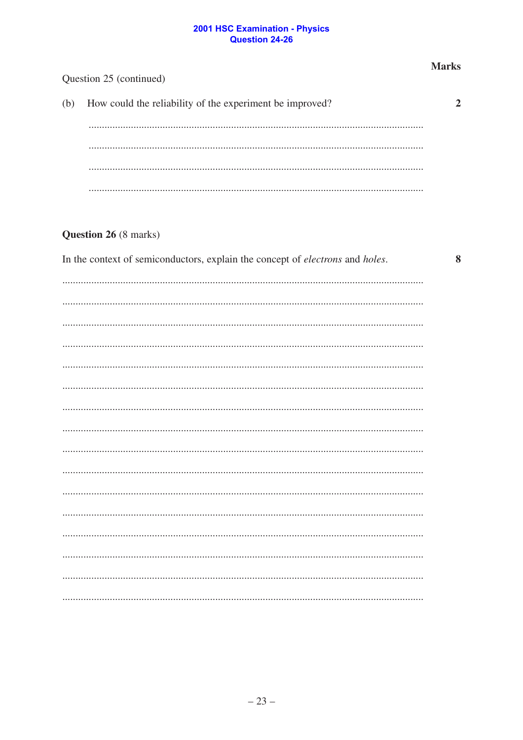Marks

Question 25 (continued)

(b) How could the reliability of the experiment be improved? **2**

**Question 26** (8 marks)

In the context of semiconductors, explain the concept of *electrons* and *holes*. **8**